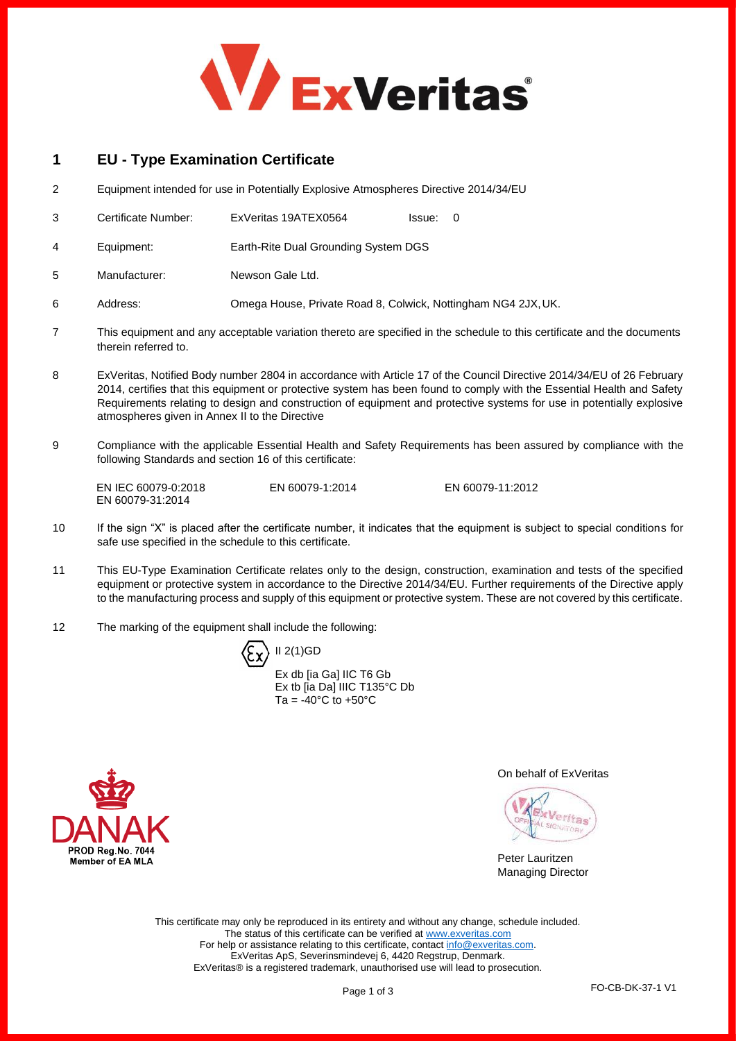# 1 EU - Type Examination Certificate

2 Equipment intended for use in Potentially Explosive Atmospheres Directive 2014/34/EU

3 Certificate Number: ExVeritas 19ATEX0564 Issue: 0

4 Equipment: Earth-Rite Dual Grounding System DGS

5 Manufacturer: Newson Gale Ltd.

6 Address: Omega House, Private Road 8, Colwick, Nottingham NG4 2JX, UK.

7 This equipment and any acceptable variation thereto are specified in the schedule to this certificate and the documents therein referred to.

8 ExVeritas, Notified Body number 2804 in accordance with Article 17 of the Council Directive 2014/34/EU of 26 February 2014, certifies that this equipment or protective system has been found to comply with the Essential Health and Safety Requirements relating to design and construction of equipment and protective systems for use in potentially explosive atmospheres given in Annex II to the Directive

9 Compliance with the applicable Essential Health and Safety Requirements has been assured by compliance with the following Standards and section 16 of this certificate:

EN IEC 60079-0:2018 EN 60079-1:2014 EN 60079-11:2012
EN 60079-31:2014

10 If the sign "X" is placed after the certificate number, it indicates that the equipment is subject to special conditions for safe use specified in the schedule to this certificate.

11 This EU-Type Examination Certificate relates only to the design, construction, examination and tests of the specified equipment or protective system in accordance to the Directive 2014/34/EU. Further requirements of the Directive apply to the manufacturing process and supply of this equipment or protective system. These are not covered by this certificate.

12 The marking of the equipment shall include the following:

Ex II 2(1)GD

Ex db [ia Ga] IIC T6 Gb
Ex tb [ia Da] IIIC T135°C Db
Ta = -40°C to +50°C

DANAK
PROD Reg.No. 7044
Member of EA MLA

On behalf of ExVeritas

Peter Lauritzen
Managing Director

This certificate may only be reproduced in its entirety and without any change, schedule included.
The status of this certificate can be verified at www.exveritas.com
For help or assistance relating to this certificate, contact info@exveritas.com.
ExVeritas ApS, Severinsmindevej 6, 4420 Regstrup, Denmark.
ExVeritas® is a registered trademark, unauthorised use will lead to prosecution.

FO-CB-DK-37-1 V1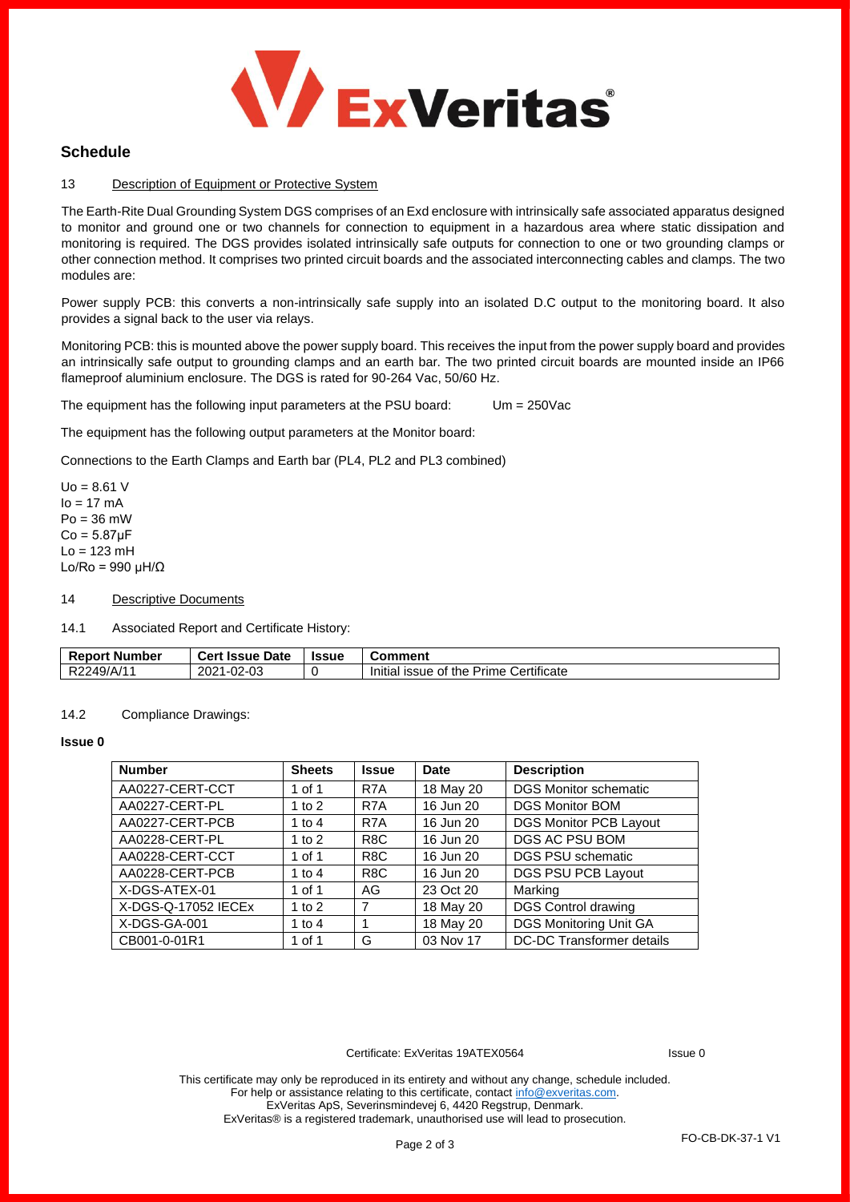## Schedule

### 13 Description of Equipment or Protective System

The Earth-Rite Dual Grounding System DGS comprises of an Exd enclosure with intrinsically safe associated apparatus designed to monitor and ground one or two channels for connection to equipment in a hazardous area where static dissipation and monitoring is required. The DGS provides isolated intrinsically safe outputs for connection to one or two grounding clamps or other connection method. It comprises two printed circuit boards and the associated interconnecting cables and clamps. The two modules are:

Power supply PCB: this converts a non-intrinsically safe supply into an isolated D.C output to the monitoring board. It also provides a signal back to the user via relays.

Monitoring PCB: this is mounted above the power supply board. This receives the input from the power supply board and provides an intrinsically safe output to grounding clamps and an earth bar. The two printed circuit boards are mounted inside an IP66 flameproof aluminium enclosure. The DGS is rated for 90-264 Vac, 50/60 Hz.

The equipment has the following input parameters at the PSU board: $U_m$ = 250Vac

The equipment has the following output parameters at the Monitor board:

Connections to the Earth Clamps and Earth bar (PL4, PL2 and PL3 combined)

$U_o$ = 8.61 V
$I_o$ = 17 mA
$P_o$ = 36 mW
$C_o$ = 5.87μF
$L_o$ = 123 mH
$L_o/R_o$ = 990 μH/Ω

### 14 Descriptive Documents

14.1 Associated Report and Certificate History:

| Report Number | Cert Issue Date | Issue | Comment |
|---|---|---|---|
| R2249/A/11 | 2021-02-03 | 0 | Initial issue of the Prime Certificate |

14.2 Compliance Drawings:

**Issue 0**

| Number | Sheets | Issue | Date | Description |
|---|---|---|---|---|
| AA0227-CERT-CCT | 1 of 1 | R7A | 18 May 20 | DGS Monitor schematic |
| AA0227-CERT-PL | 1 to 2 | R7A | 16 Jun 20 | DGS Monitor BOM |
| AA0227-CERT-PCB | 1 to 4 | R7A | 16 Jun 20 | DGS Monitor PCB Layout |
| AA0228-CERT-PL | 1 to 2 | R8C | 16 Jun 20 | DGS AC PSU BOM |
| AA0228-CERT-CCT | 1 of 1 | R8C | 16 Jun 20 | DGS PSU schematic |
| AA0228-CERT-PCB | 1 to 4 | R8C | 16 Jun 20 | DGS PSU PCB Layout |
| X-DGS-ATEX-01 | 1 of 1 | AG | 23 Oct 20 | Marking |
| X-DGS-Q-17052 IECEx | 1 to 2 | 7 | 18 May 20 | DGS Control drawing |
| X-DGS-GA-001 | 1 to 4 | 1 | 18 May 20 | DGS Monitoring Unit GA |
| CB001-0-01R1 | 1 of 1 | G | 03 Nov 17 | DC-DC Transformer details |

Certificate: ExVeritas 19ATEX0564 Issue 0

This certificate may only be reproduced in its entirety and without any change, schedule included.
For help or assistance relating to this certificate, contact info@exveritas.com.
ExVeritas ApS, Severinsmindevej 6, 4420 Regstrup, Denmark.
ExVeritas® is a registered trademark, unauthorised use will lead to prosecution.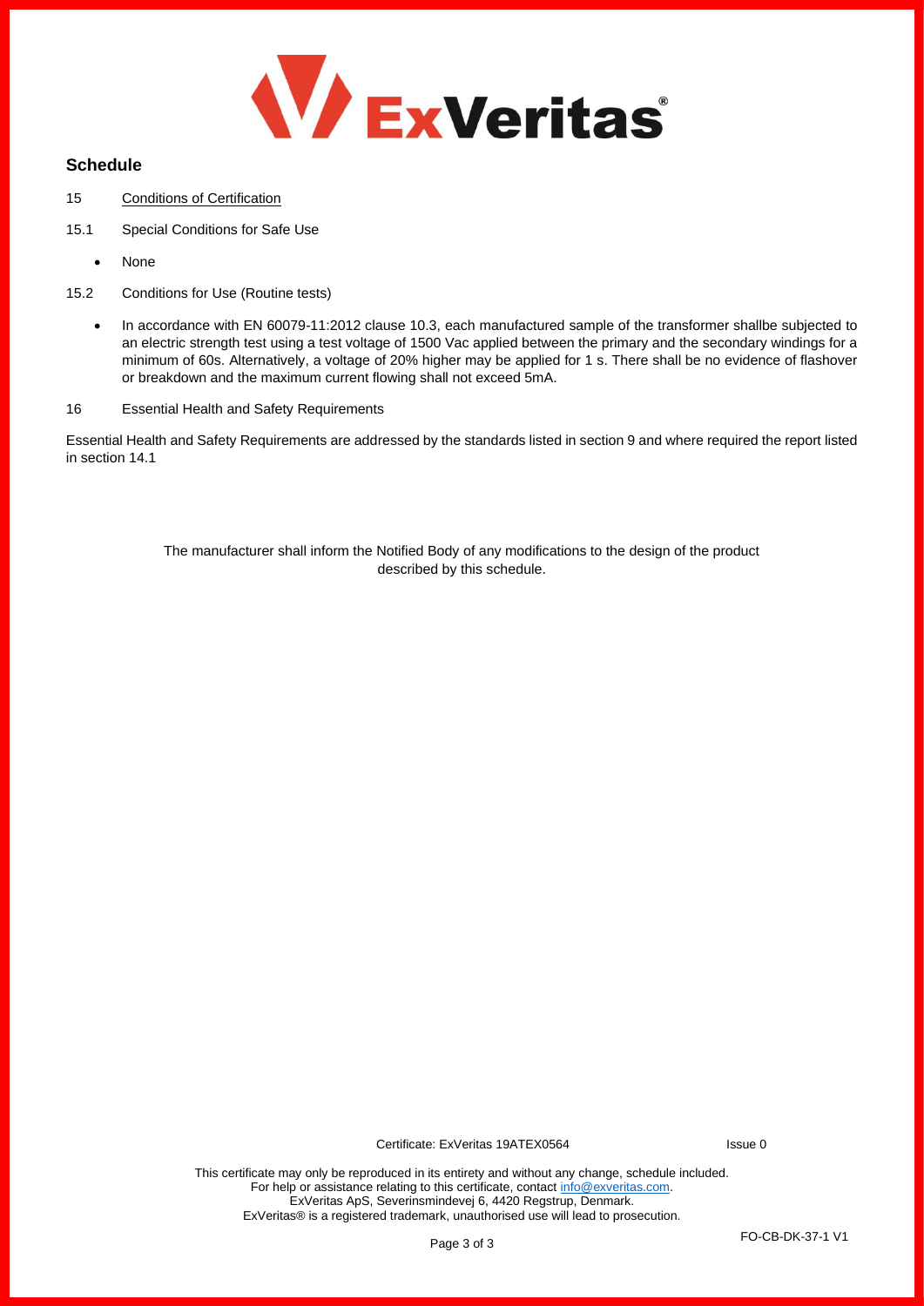## Schedule

15 Conditions of Certification

15.1 Special Conditions for Safe Use

- None

15.2 Conditions for Use (Routine tests)

- In accordance with EN 60079-11:2012 clause 10.3, each manufactured sample of the transformer shallbe subjected to an electric strength test using a test voltage of 1500 Vac applied between the primary and the secondary windings for a minimum of 60s. Alternatively, a voltage of 20% higher may be applied for 1 s. There shall be no evidence of flashover or breakdown and the maximum current flowing shall not exceed 5mA.

16 Essential Health and Safety Requirements

Essential Health and Safety Requirements are addressed by the standards listed in section 9 and where required the report listed in section 14.1

The manufacturer shall inform the Notified Body of any modifications to the design of the product described by this schedule.

Certificate: ExVeritas 19ATEX0564 Issue 0

This certificate may only be reproduced in its entirety and without any change, schedule included.
For help or assistance relating to this certificate, contact info@exveritas.com.
ExVeritas ApS, Severinsmindevej 6, 4420 Regstrup, Denmark.
ExVeritas® is a registered trademark, unauthorised use will lead to prosecution.

FO-CB-DK-37-1 V1